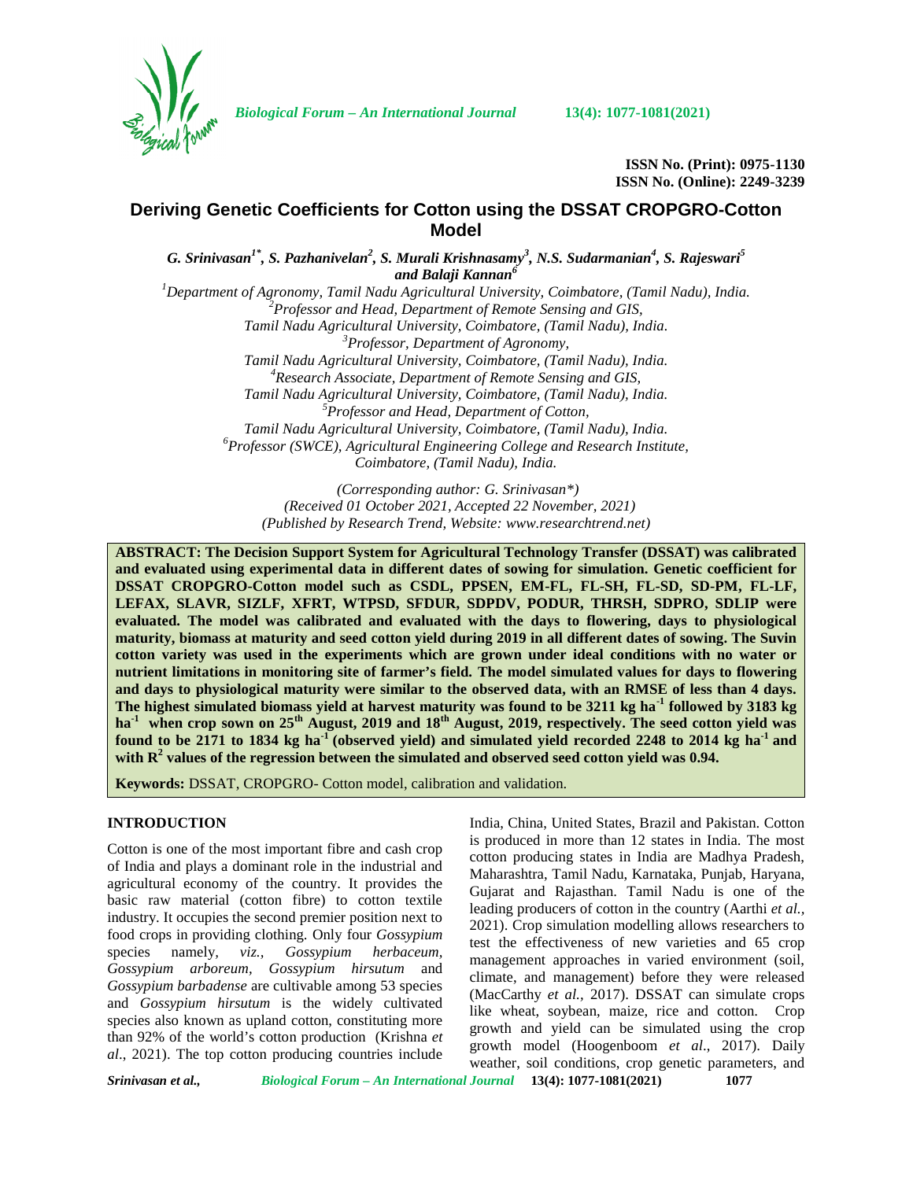# Deriving Genetic Coefficients for Cotton using the DSSAT CROPGRO-Cotton Model

*G. Srinivasan[1*], S. Pazhanivelan[2], S. Murali Krishnasamy[3], N.S. Sudarmanian[4], S. Rajeswari[5] and Balaji Kannan[6]*

[1]*Department of Agronomy, Tamil Nadu Agricultural University, Coimbatore, (Tamil Nadu), India.*
[2]*Professor and Head, Department of Remote Sensing and GIS, Tamil Nadu Agricultural University, Coimbatore, (Tamil Nadu), India.*
[3]*Professor, Department of Agronomy, Tamil Nadu Agricultural University, Coimbatore, (Tamil Nadu), India.*
[4]*Research Associate, Department of Remote Sensing and GIS, Tamil Nadu Agricultural University, Coimbatore, (Tamil Nadu), India.*
[5]*Professor and Head, Department of Cotton, Tamil Nadu Agricultural University, Coimbatore, (Tamil Nadu), India.*
[6]*Professor (SWCE), Agricultural Engineering College and Research Institute, Coimbatore, (Tamil Nadu), India.*

*(Corresponding author: G. Srinivasan\*)*
*(Received 01 October 2021, Accepted 22 November, 2021)*
*(Published by Research Trend, Website: www.researchtrend.net)*

**ABSTRACT: The Decision Support System for Agricultural Technology Transfer (DSSAT) was calibrated and evaluated using experimental data in different dates of sowing for simulation. Genetic coefficient for DSSAT CROPGRO-Cotton model such as CSDL, PPSEN, EM-FL, FL-SH, FL-SD, SD-PM, FL-LF, LEFAX, SLAVR, SIZLF, XFRT, WTPSD, SFDUR, SDPDV, PODUR, THRSH, SDPRO, SDLIP were evaluated. The model was calibrated and evaluated with the days to flowering, days to physiological maturity, biomass at maturity and seed cotton yield during 2019 in all different dates of sowing. The Suvin cotton variety was used in the experiments which are grown under ideal conditions with no water or nutrient limitations in monitoring site of farmer's field. The model simulated values for days to flowering and days to physiological maturity were similar to the observed data, with an RMSE of less than 4 days. The highest simulated biomass yield at harvest maturity was found to be 3211 kg ha$^{-1}$ followed by 3183 kg ha$^{-1}$ when crop sown on 25$^{th}$ August, 2019 and 18$^{th}$ August, 2019, respectively. The seed cotton yield was found to be 2171 to 1834 kg ha$^{-1}$ (observed yield) and simulated yield recorded 2248 to 2014 kg ha$^{-1}$ and with $R^2$ values of the regression between the simulated and observed seed cotton yield was 0.94.**

**Keywords:** DSSAT, CROPGRO- Cotton model, calibration and validation.

## INTRODUCTION

Cotton is one of the most important fibre and cash crop of India and plays a dominant role in the industrial and agricultural economy of the country. It provides the basic raw material (cotton fibre) to cotton textile industry. It occupies the second premier position next to food crops in providing clothing. Only four *Gossypium* species namely, *viz., Gossypium herbaceum, Gossypium arboreum, Gossypium hirsutum* and *Gossypium barbadense* are cultivable among 53 species and *Gossypium hirsutum* is the widely cultivated species also known as upland cotton, constituting more than 92% of the world's cotton production (Krishna *et al*., 2021). The top cotton producing countries include India, China, United States, Brazil and Pakistan. Cotton is produced in more than 12 states in India. The most cotton producing states in India are Madhya Pradesh, Maharashtra, Tamil Nadu, Karnataka, Punjab, Haryana, Gujarat and Rajasthan. Tamil Nadu is one of the leading producers of cotton in the country (Aarthi *et al.,* 2021). Crop simulation modelling allows researchers to test the effectiveness of new varieties and 65 crop management approaches in varied environment (soil, climate, and management) before they were released (MacCarthy *et al.,* 2017). DSSAT can simulate crops like wheat, soybean, maize, rice and cotton. Crop growth and yield can be simulated using the crop growth model (Hoogenboom *et al*., 2017). Daily weather, soil conditions, crop genetic parameters, and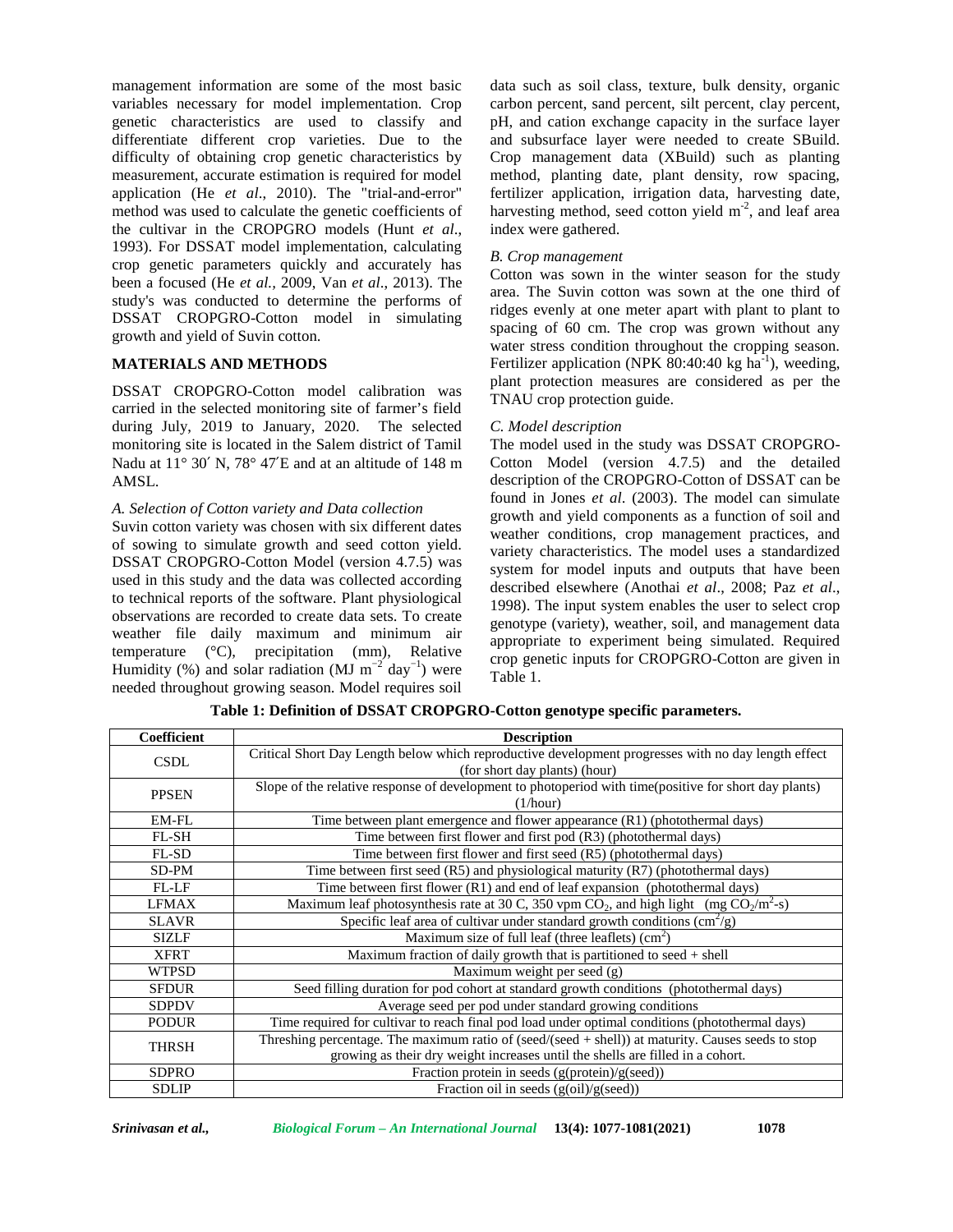management information are some of the most basic variables necessary for model implementation. Crop genetic characteristics are used to classify and differentiate different crop varieties. Due to the difficulty of obtaining crop genetic characteristics by measurement, accurate estimation is required for model application (He *et al*., 2010). The "trial-and-error" method was used to calculate the genetic coefficients of the cultivar in the CROPGRO models (Hunt *et al*., 1993). For DSSAT model implementation, calculating crop genetic parameters quickly and accurately has been a focused (He *et al.*, 2009, Van *et al*., 2013). The study's was conducted to determine the performs of DSSAT CROPGRO-Cotton model in simulating growth and yield of Suvin cotton.

## MATERIALS AND METHODS

DSSAT CROPGRO-Cotton model calibration was carried in the selected monitoring site of farmer's field during July, 2019 to January, 2020. The selected monitoring site is located in the Salem district of Tamil Nadu at 11° 30′ N, 78° 47′E and at an altitude of 148 m AMSL.

### *A. Selection of Cotton variety and Data collection*

Suvin cotton variety was chosen with six different dates of sowing to simulate growth and seed cotton yield. DSSAT CROPGRO-Cotton Model (version 4.7.5) was used in this study and the data was collected according to technical reports of the software. Plant physiological observations are recorded to create data sets. To create weather file daily maximum and minimum air temperature (°C), precipitation (mm), Relative Humidity (%) and solar radiation (MJ $m^{-2}$ $day^{-1}$) were needed throughout growing season. Model requires soil data such as soil class, texture, bulk density, organic carbon percent, sand percent, silt percent, clay percent, pH, and cation exchange capacity in the surface layer and subsurface layer were needed to create SBuild. Crop management data (XBuild) such as planting method, planting date, plant density, row spacing, fertilizer application, irrigation data, harvesting date, harvesting method, seed cotton yield $m^{-2}$, and leaf area index were gathered.

### *B. Crop management*

Cotton was sown in the winter season for the study area. The Suvin cotton was sown at the one third of ridges evenly at one meter apart with plant to plant to spacing of 60 cm. The crop was grown without any water stress condition throughout the cropping season. Fertilizer application (NPK 80:40:40 kg $ha^{-1}$), weeding, plant protection measures are considered as per the TNAU crop protection guide.

### *C. Model description*

The model used in the study was DSSAT CROPGRO-Cotton Model (version 4.7.5) and the detailed description of the CROPGRO-Cotton of DSSAT can be found in Jones *et al*. (2003). The model can simulate growth and yield components as a function of soil and weather conditions, crop management practices, and variety characteristics. The model uses a standardized system for model inputs and outputs that have been described elsewhere (Anothai *et al*., 2008; Paz *et al*., 1998). The input system enables the user to select crop genotype (variety), weather, soil, and management data appropriate to experiment being simulated. Required crop genetic inputs for CROPGRO-Cotton are given in Table 1.

**Table 1: Definition of DSSAT CROPGRO-Cotton genotype specific parameters.**

| Coefficient | Description |
|---|---|
| CSDL | Critical Short Day Length below which reproductive development progresses with no day length effect (for short day plants) (hour) |
| PPSEN | Slope of the relative response of development to photoperiod with time(positive for short day plants) (1/hour) |
| EM-FL | Time between plant emergence and flower appearance (R1) (photothermal days) |
| FL-SH | Time between first flower and first pod (R3) (photothermal days) |
| FL-SD | Time between first flower and first seed (R5) (photothermal days) |
| SD-PM | Time between first seed (R5) and physiological maturity (R7) (photothermal days) |
| FL-LF | Time between first flower (R1) and end of leaf expansion (photothermal days) |
| LFMAX | Maximum leaf photosynthesis rate at 30 C, 350 vpm $CO_2$, and high light (mg $CO_2/m^2$-s) |
| SLAVR | Specific leaf area of cultivar under standard growth conditions ($cm^2/g$) |
| SIZLF | Maximum size of full leaf (three leaflets) ($cm^2$) |
| XFRT | Maximum fraction of daily growth that is partitioned to seed + shell |
| WTPSD | Maximum weight per seed (g) |
| SFDUR | Seed filling duration for pod cohort at standard growth conditions (photothermal days) |
| SDPDV | Average seed per pod under standard growing conditions |
| PODUR | Time required for cultivar to reach final pod load under optimal conditions (photothermal days) |
| THRSH | Threshing percentage. The maximum ratio of (seed/(seed + shell)) at maturity. Causes seeds to stop growing as their dry weight increases until the shells are filled in a cohort. |
| SDPRO | Fraction protein in seeds (g(protein)/g(seed)) |
| SDLIP | Fraction oil in seeds (g(oil)/g(seed)) |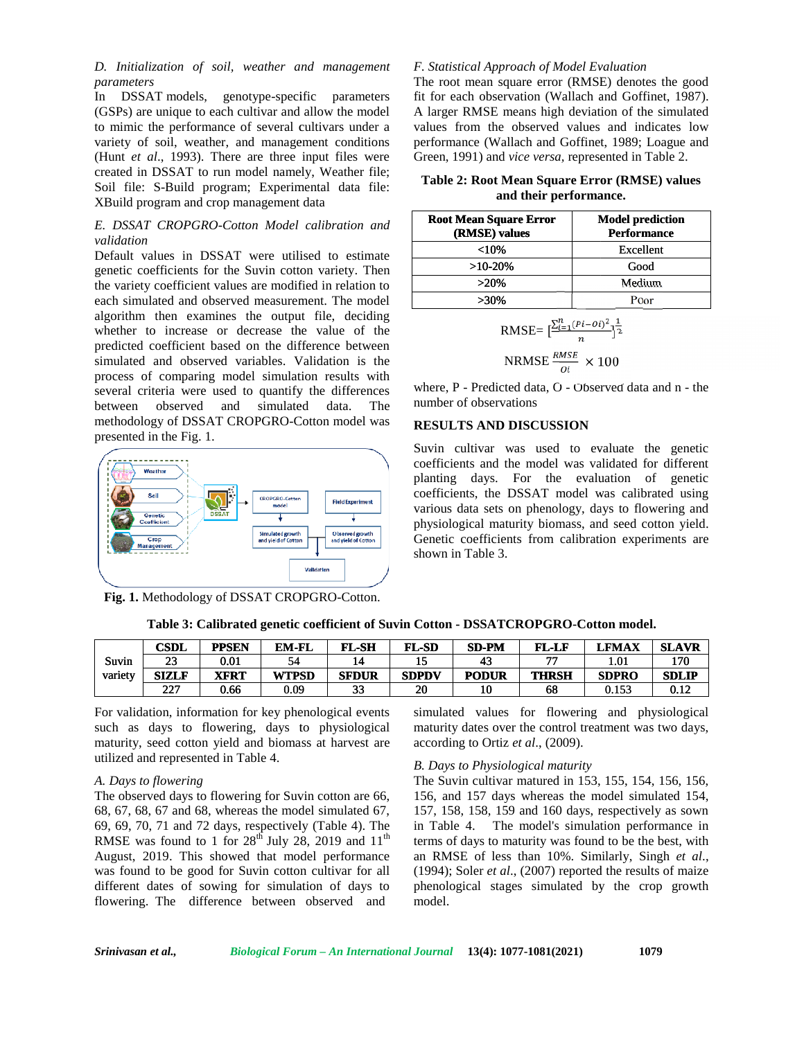*D. Initialization of soil, weather and management parameters*

In DSSAT models, genotype-specific parameters (GSPs) are unique to each cultivar and allow the model to mimic the performance of several cultivars under a variety of soil, weather, and management conditions (Hunt *et al*., 1993). There are three input files were created in DSSAT to run model namely, Weather file; Soil file: S-Build program; Experimental data file: XBuild program and crop management data

*E. DSSAT CROPGRO-Cotton Model calibration and validation*

Default values in DSSAT were utilised to estimate genetic coefficients for the Suvin cotton variety. Then the variety coefficient values are modified in relation to each simulated and observed measurement. The model algorithm then examines the output file, deciding whether to increase or decrease the value of the predicted coefficient based on the difference between simulated and observed variables. Validation is the process of comparing model simulation results with several criteria were used to quantify the differences between observed and simulated data. The methodology of DSSAT CROPGRO-Cotton model was presented in the Fig. 1.

**Fig. 1.** Methodology of DSSAT CROPGRO-Cotton.

*F. Statistical Approach of Model Evaluation*

The root mean square error (RMSE) denotes the good fit for each observation (Wallach and Goffinet, 1987). A larger RMSE means high deviation of the simulated values from the observed values and indicates low performance (Wallach and Goffinet, 1989; Loague and Green, 1991) and *vice versa*, represented in Table 2.

**Table 2: Root Mean Square Error (RMSE) values and their performance.**

| Root Mean Square Error (RMSE) values | Model prediction Performance |
|---|---|
| <10% | Excellent |
| >10-20% | Good |
| >20% | Medium |
| >30% | Poor |

$$\text{RMSE}= \left[\frac{\sum_{i=1}^{n}(Pi-Oi)^2}{n}\right]^{\frac{1}{2}}$$

$$\text{NRMSE } \frac{RMSE}{Oi} \times 100$$

where, P - Predicted data, O - Observed data and n - the number of observations

## RESULTS AND DISCUSSION

Suvin cultivar was used to evaluate the genetic coefficients and the model was validated for different planting days. For the evaluation of genetic coefficients, the DSSAT model was calibrated using various data sets on phenology, days to flowering and physiological maturity biomass, and seed cotton yield. Genetic coefficients from calibration experiments are shown in Table 3.

**Table 3: Calibrated genetic coefficient of Suvin Cotton - DSSATCROPGRO-Cotton model.**

| | CSDL | PPSEN | EM-FL | FL-SH | FL-SD | SD-PM | FL-LF | LFMAX | SLAVR |
|---|---|---|---|---|---|---|---|---|---|
| Suvin variety | 23 | 0.01 | 54 | 14 | 15 | 43 | 77 | 1.01 | 170 |
| | **SIZLF** | **XFRT** | **WTPSD** | **SFDUR** | **SDPDV** | **PODUR** | **THRSH** | **SDPRO** | **SDLIP** |
| | 227 | 0.66 | 0.09 | 33 | 20 | 10 | 68 | 0.153 | 0.12 |

For validation, information for key phenological events such as days to flowering, days to physiological maturity, seed cotton yield and biomass at harvest are utilized and represented in Table 4.

*A. Days to flowering*

The observed days to flowering for Suvin cotton are 66, 68, 67, 68, 67 and 68, whereas the model simulated 67, 69, 69, 70, 71 and 72 days, respectively (Table 4). The RMSE was found to 1 for 28th July 28, 2019 and 11th August, 2019. This showed that model performance was found to be good for Suvin cotton cultivar for all different dates of sowing for simulation of days to flowering. The difference between observed and simulated values for flowering and physiological maturity dates over the control treatment was two days, according to Ortiz *et al*., (2009).

*B. Days to Physiological maturity*

The Suvin cultivar matured in 153, 155, 154, 156, 156, 156, and 157 days whereas the model simulated 154, 157, 158, 158, 159 and 160 days, respectively as sown in Table 4. The model's simulation performance in terms of days to maturity was found to be the best, with an RMSE of less than 10%. Similarly, Singh *et al*., (1994); Soler *et al*., (2007) reported the results of maize phenological stages simulated by the crop growth model.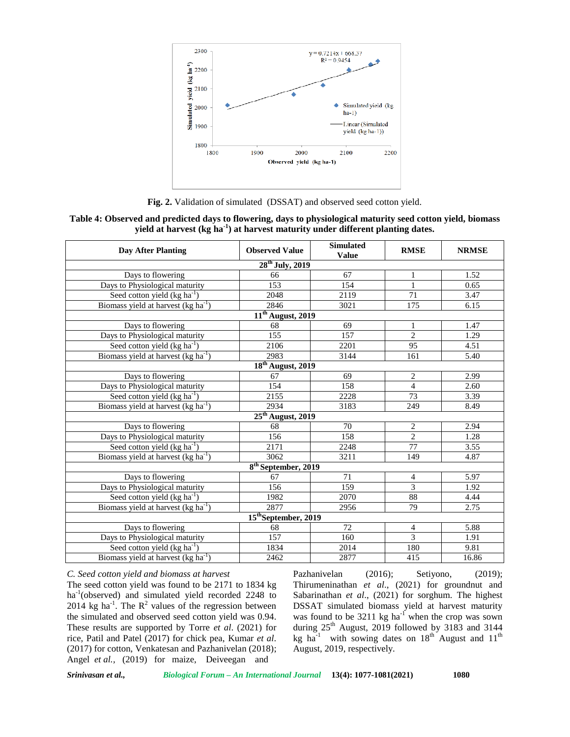**Fig. 2.** Validation of simulated (DSSAT) and observed seed cotton yield.

**Table 4: Observed and predicted days to flowering, days to physiological maturity seed cotton yield, biomass yield at harvest (kg ha$^{-1}$) at harvest maturity under different planting dates.**

| Day After Planting | Observed Value | Simulated Value | RMSE | NRMSE |
|---|---|---|---|---|
| **28$^{th}$ July, 2019** | | | | |
| Days to flowering | 66 | 67 | 1 | 1.52 |
| Days to Physiological maturity | 153 | 154 | 1 | 0.65 |
| Seed cotton yield (kg ha$^{-1}$) | 2048 | 2119 | 71 | 3.47 |
| Biomass yield at harvest (kg ha$^{-1}$) | 2846 | 3021 | 175 | 6.15 |
| **11$^{th}$ August, 2019** | | | | |
| Days to flowering | 68 | 69 | 1 | 1.47 |
| Days to Physiological maturity | 155 | 157 | 2 | 1.29 |
| Seed cotton yield (kg ha$^{-1}$) | 2106 | 2201 | 95 | 4.51 |
| Biomass yield at harvest (kg ha$^{-1}$) | 2983 | 3144 | 161 | 5.40 |
| **18$^{th}$ August, 2019** | | | | |
| Days to flowering | 67 | 69 | 2 | 2.99 |
| Days to Physiological maturity | 154 | 158 | 4 | 2.60 |
| Seed cotton yield (kg ha$^{-1}$) | 2155 | 2228 | 73 | 3.39 |
| Biomass yield at harvest (kg ha$^{-1}$) | 2934 | 3183 | 249 | 8.49 |
| **25$^{th}$ August, 2019** | | | | |
| Days to flowering | 68 | 70 | 2 | 2.94 |
| Days to Physiological maturity | 156 | 158 | 2 | 1.28 |
| Seed cotton yield (kg ha$^{-1}$) | 2171 | 2248 | 77 | 3.55 |
| Biomass yield at harvest (kg ha$^{-1}$) | 3062 | 3211 | 149 | 4.87 |
| **8$^{th}$ September, 2019** | | | | |
| Days to flowering | 67 | 71 | 4 | 5.97 |
| Days to Physiological maturity | 156 | 159 | 3 | 1.92 |
| Seed cotton yield (kg ha$^{-1}$) | 1982 | 2070 | 88 | 4.44 |
| Biomass yield at harvest (kg ha$^{-1}$) | 2877 | 2956 | 79 | 2.75 |
| **15$^{th}$ September, 2019** | | | | |
| Days to flowering | 68 | 72 | 4 | 5.88 |
| Days to Physiological maturity | 157 | 160 | 3 | 1.91 |
| Seed cotton yield (kg ha$^{-1}$) | 1834 | 2014 | 180 | 9.81 |
| Biomass yield at harvest (kg ha$^{-1}$) | 2462 | 2877 | 415 | 16.86 |

*C. Seed cotton yield and biomass at harvest*

The seed cotton yield was found to be 2171 to 1834 kg ha$^{-1}$(observed) and simulated yield recorded 2248 to 2014 kg ha$^{-1}$. The $R^2$ values of the regression between the simulated and observed seed cotton yield was 0.94. These results are supported by Torre *et al*. (2021) for rice, Patil and Patel (2017) for chick pea, Kumar *et al*. (2017) for cotton, Venkatesan and Pazhanivelan (2018); Angel *et al.*, (2019) for maize, Deiveegan and Pazhanivelan (2016); Setiyono, (2019); Thirumeninathan *et al*., (2021) for groundnut and Sabarinathan *et al*., (2021) for sorghum. The highest DSSAT simulated biomass yield at harvest maturity was found to be 3211 kg ha$^{-1}$ when the crop was sown during 25$^{th}$ August, 2019 followed by 3183 and 3144 kg ha$^{-1}$ with sowing dates on 18$^{th}$ August and 11$^{th}$ August, 2019, respectively.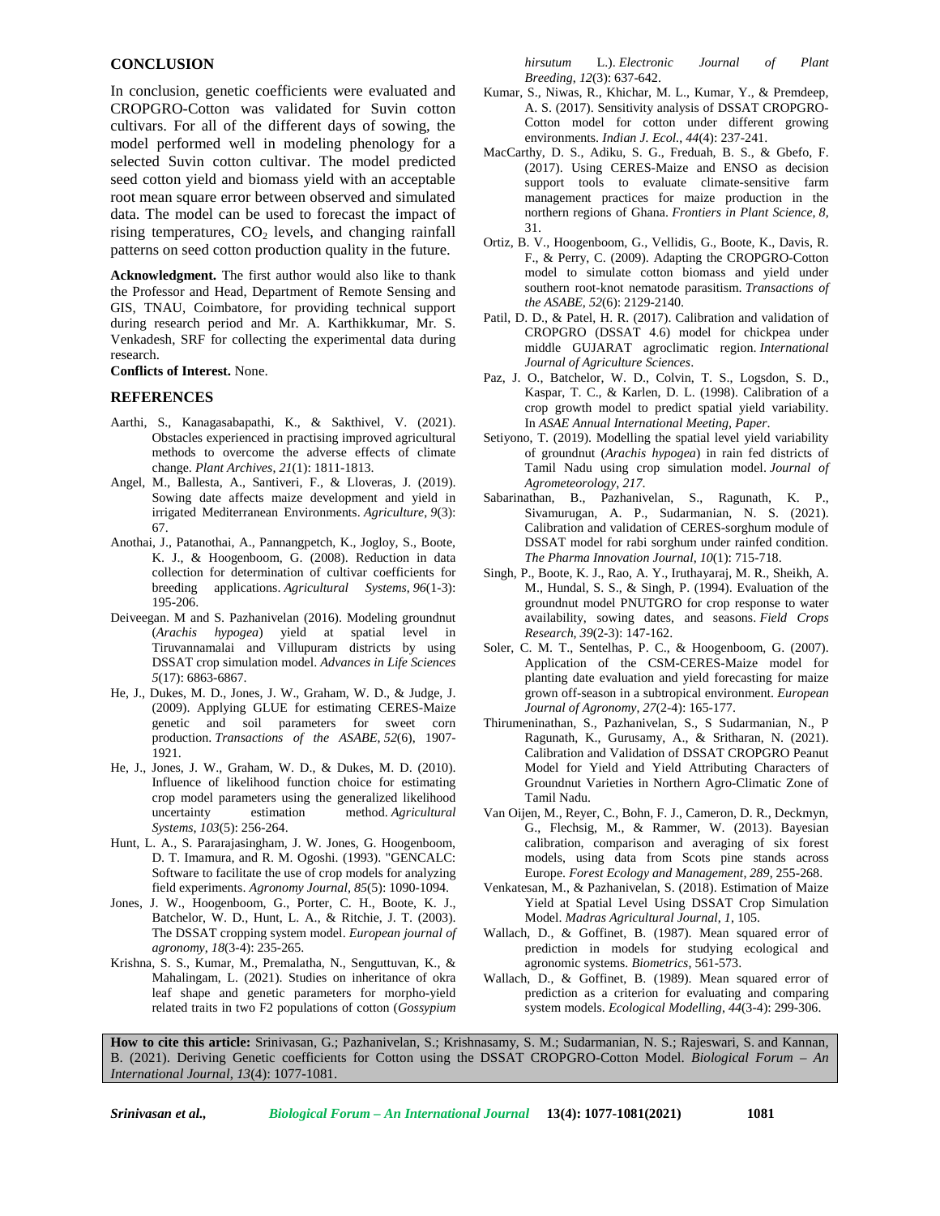## CONCLUSION

In conclusion, genetic coefficients were evaluated and CROPGRO-Cotton was validated for Suvin cotton cultivars. For all of the different days of sowing, the model performed well in modeling phenology for a selected Suvin cotton cultivar. The model predicted seed cotton yield and biomass yield with an acceptable root mean square error between observed and simulated data. The model can be used to forecast the impact of rising temperatures, $CO_2$ levels, and changing rainfall patterns on seed cotton production quality in the future.

**Acknowledgment.** The first author would also like to thank the Professor and Head, Department of Remote Sensing and GIS, TNAU, Coimbatore, for providing technical support during research period and Mr. A. Karthikkumar, Mr. S. Venkadesh, SRF for collecting the experimental data during research.

**Conflicts of Interest.** None.

## REFERENCES

Aarthi, S., Kanagasabapathi, K., & Sakthivel, V. (2021). Obstacles experienced in practising improved agricultural methods to overcome the adverse effects of climate change. *Plant Archives*, *21*(1): 1811-1813.

Angel, M., Ballesta, A., Santiveri, F., & Lloveras, J. (2019). Sowing date affects maize development and yield in irrigated Mediterranean Environments. *Agriculture*, *9*(3): 67.

Anothai, J., Patanothai, A., Pannangpetch, K., Jogloy, S., Boote, K. J., & Hoogenboom, G. (2008). Reduction in data collection for determination of cultivar coefficients for breeding applications. *Agricultural Systems*, *96*(1-3): 195-206.

Deiveegan. M and S. Pazhanivelan (2016). Modeling groundnut (*Arachis hypogea*) yield at spatial level in Tiruvannamalai and Villupuram districts by using DSSAT crop simulation model. *Advances in Life Sciences 5*(17): 6863-6867.

He, J., Dukes, M. D., Jones, J. W., Graham, W. D., & Judge, J. (2009). Applying GLUE for estimating CERES-Maize genetic and soil parameters for sweet corn production. *Transactions of the ASABE, 52*(6), 1907-1921.

He, J., Jones, J. W., Graham, W. D., & Dukes, M. D. (2010). Influence of likelihood function choice for estimating crop model parameters using the generalized likelihood uncertainty estimation method. *Agricultural Systems*, *103*(5): 256-264.

Hunt, L. A., S. Pararajasingham, J. W. Jones, G. Hoogenboom, D. T. Imamura, and R. M. Ogoshi. (1993). "GENCALC: Software to facilitate the use of crop models for analyzing field experiments. *Agronomy Journal*, *85*(5): 1090-1094.

Jones, J. W., Hoogenboom, G., Porter, C. H., Boote, K. J., Batchelor, W. D., Hunt, L. A., & Ritchie, J. T. (2003). The DSSAT cropping system model. *European journal of agronomy*, *18*(3-4): 235-265.

Krishna, S. S., Kumar, M., Premalatha, N., Senguttuvan, K., & Mahalingam, L. (2021). Studies on inheritance of okra leaf shape and genetic parameters for morpho-yield related traits in two F2 populations of cotton (*Gossypium hirsutum* L.). *Electronic Journal of Plant Breeding, 12*(3): 637-642.

Kumar, S., Niwas, R., Khichar, M. L., Kumar, Y., & Premdeep, A. S. (2017). Sensitivity analysis of DSSAT CROPGRO-Cotton model for cotton under different growing environments. *Indian J. Ecol.*, *44*(4): 237-241.

MacCarthy, D. S., Adiku, S. G., Freduah, B. S., & Gbefo, F. (2017). Using CERES-Maize and ENSO as decision support tools to evaluate climate-sensitive farm management practices for maize production in the northern regions of Ghana. *Frontiers in Plant Science*, *8*, 31.

Ortiz, B. V., Hoogenboom, G., Vellidis, G., Boote, K., Davis, R. F., & Perry, C. (2009). Adapting the CROPGRO-Cotton model to simulate cotton biomass and yield under southern root-knot nematode parasitism. *Transactions of the ASABE*, *52*(6): 2129-2140.

Patil, D. D., & Patel, H. R. (2017). Calibration and validation of CROPGRO (DSSAT 4.6) model for chickpea under middle GUJARAT agroclimatic region. *International Journal of Agriculture Sciences*.

Paz, J. O., Batchelor, W. D., Colvin, T. S., Logsdon, S. D., Kaspar, T. C., & Karlen, D. L. (1998). Calibration of a crop growth model to predict spatial yield variability. In *ASAE Annual International Meeting, Paper*.

Setiyono, T. (2019). Modelling the spatial level yield variability of groundnut (*Arachis hypogea*) in rain fed districts of Tamil Nadu using crop simulation model. *Journal of Agrometeorology*, *217*.

Sabarinathan, B., Pazhanivelan, S., Ragunath, K. P., Sivamurugan, A. P., Sudarmanian, N. S. (2021). Calibration and validation of CERES-sorghum module of DSSAT model for rabi sorghum under rainfed condition. *The Pharma Innovation Journal*, *10*(1): 715-718.

Singh, P., Boote, K. J., Rao, A. Y., Iruthayaraj, M. R., Sheikh, A. M., Hundal, S. S., & Singh, P. (1994). Evaluation of the groundnut model PNUTGRO for crop response to water availability, sowing dates, and seasons. *Field Crops Research*, *39*(2-3): 147-162.

Soler, C. M. T., Sentelhas, P. C., & Hoogenboom, G. (2007). Application of the CSM-CERES-Maize model for planting date evaluation and yield forecasting for maize grown off-season in a subtropical environment. *European Journal of Agronomy*, *27*(2-4): 165-177.

Thirumeninathan, S., Pazhanivelan, S., S Sudarmanian, N., P Ragunath, K., Gurusamy, A., & Sritharan, N. (2021). Calibration and Validation of DSSAT CROPGRO Peanut Model for Yield and Yield Attributing Characters of Groundnut Varieties in Northern Agro-Climatic Zone of Tamil Nadu.

Van Oijen, M., Reyer, C., Bohn, F. J., Cameron, D. R., Deckmyn, G., Flechsig, M., & Rammer, W. (2013). Bayesian calibration, comparison and averaging of six forest models, using data from Scots pine stands across Europe. *Forest Ecology and Management*, *289*, 255-268.

Venkatesan, M., & Pazhanivelan, S. (2018). Estimation of Maize Yield at Spatial Level Using DSSAT Crop Simulation Model. *Madras Agricultural Journal*, *1*, 105.

Wallach, D., & Goffinet, B. (1987). Mean squared error of prediction in models for studying ecological and agronomic systems. *Biometrics*, 561-573.

Wallach, D., & Goffinet, B. (1989). Mean squared error of prediction as a criterion for evaluating and comparing system models. *Ecological Modelling*, *44*(3-4): 299-306.

**How to cite this article:** Srinivasan, G.; Pazhanivelan, S.; Krishnasamy, S. M.; Sudarmanian, N. S.; Rajeswari, S. and Kannan, B. (2021). Deriving Genetic coefficients for Cotton using the DSSAT CROPGRO-Cotton Model. *Biological Forum – An International Journal, 13*(4): 1077-1081.